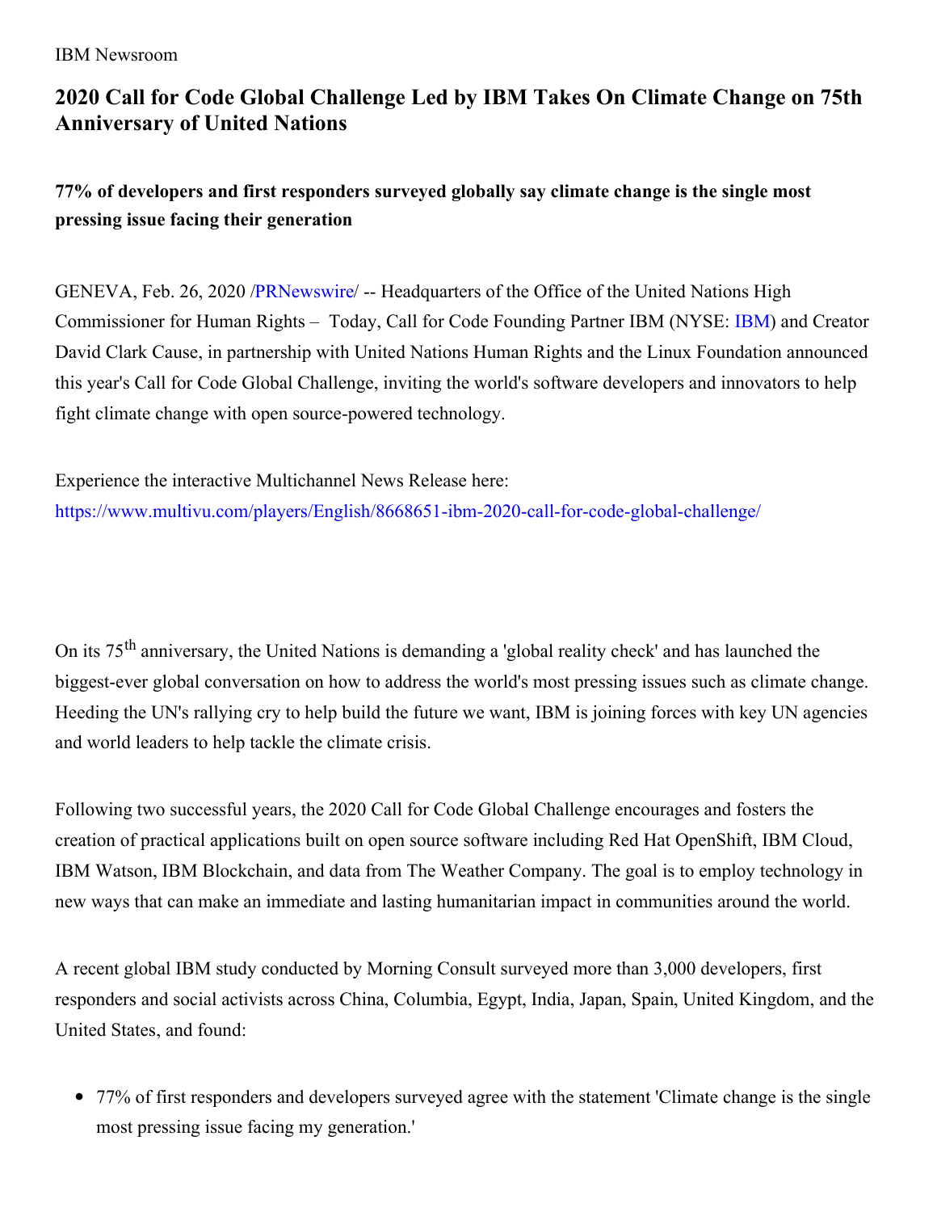IBM Newsroom

# 2020 Call for Code Global Challenge Led by IBM Takes On Climate Change on 75th Anniversary of United Nations

## 77% of developers and first responders surveyed globally say climate change is the single most pressing issue facing their generation

GENEVA, Feb. 26, 2020 /PRNewswire/ -- Headquarters of the Office of the United Nations High Commissioner for Human Rights – Today, Call for Code Founding Partner IBM (NYSE: IBM) and Creator David Clark Cause, in partnership with United Nations Human Rights and the Linux Foundation announced this year's Call for Code Global Challenge, inviting the world's software developers and innovators to help fight climate change with open source-powered technology.

Experience the interactive Multichannel News Release here:
https://www.multivu.com/players/English/8668651-ibm-2020-call-for-code-global-challenge/

On its 75th anniversary, the United Nations is demanding a 'global reality check' and has launched the biggest-ever global conversation on how to address the world's most pressing issues such as climate change. Heeding the UN's rallying cry to help build the future we want, IBM is joining forces with key UN agencies and world leaders to help tackle the climate crisis.

Following two successful years, the 2020 Call for Code Global Challenge encourages and fosters the creation of practical applications built on open source software including Red Hat OpenShift, IBM Cloud, IBM Watson, IBM Blockchain, and data from The Weather Company. The goal is to employ technology in new ways that can make an immediate and lasting humanitarian impact in communities around the world.

A recent global IBM study conducted by Morning Consult surveyed more than 3,000 developers, first responders and social activists across China, Columbia, Egypt, India, Japan, Spain, United Kingdom, and the United States, and found:

- 77% of first responders and developers surveyed agree with the statement 'Climate change is the single most pressing issue facing my generation.'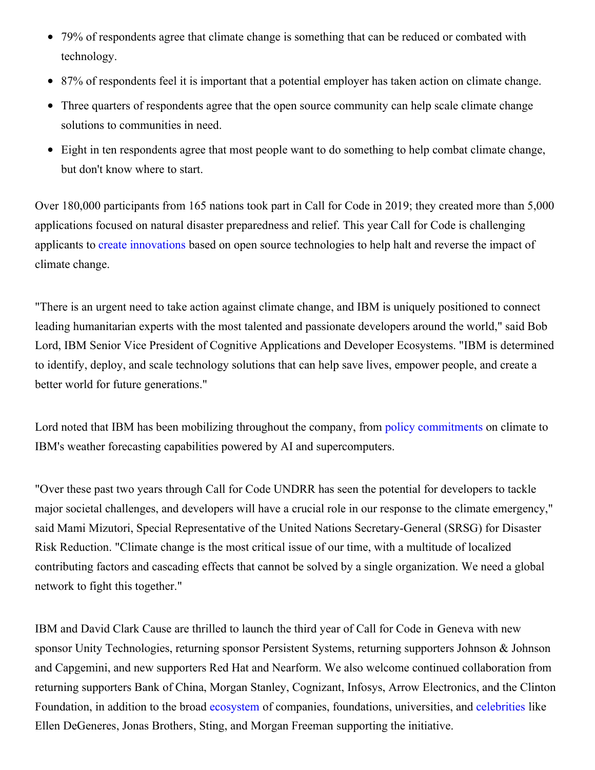- 79% of respondents agree that climate change is something that can be reduced or combated with technology.
- 87% of respondents feel it is important that a potential employer has taken action on climate change.
- Three quarters of respondents agree that the open source community can help scale climate change solutions to communities in need.
- Eight in ten respondents agree that most people want to do something to help combat climate change, but don't know where to start.

Over 180,000 participants from 165 nations took part in Call for Code in 2019; they created more than 5,000 applications focused on natural disaster preparedness and relief. This year Call for Code is challenging applicants to create innovations based on open source technologies to help halt and reverse the impact of climate change.

"There is an urgent need to take action against climate change, and IBM is uniquely positioned to connect leading humanitarian experts with the most talented and passionate developers around the world," said Bob Lord, IBM Senior Vice President of Cognitive Applications and Developer Ecosystems. "IBM is determined to identify, deploy, and scale technology solutions that can help save lives, empower people, and create a better world for future generations."

Lord noted that IBM has been mobilizing throughout the company, from policy commitments on climate to IBM's weather forecasting capabilities powered by AI and supercomputers.

"Over these past two years through Call for Code UNDRR has seen the potential for developers to tackle major societal challenges, and developers will have a crucial role in our response to the climate emergency," said Mami Mizutori, Special Representative of the United Nations Secretary-General (SRSG) for Disaster Risk Reduction. "Climate change is the most critical issue of our time, with a multitude of localized contributing factors and cascading effects that cannot be solved by a single organization. We need a global network to fight this together."

IBM and David Clark Cause are thrilled to launch the third year of Call for Code in Geneva with new sponsor Unity Technologies, returning sponsor Persistent Systems, returning supporters Johnson & Johnson and Capgemini, and new supporters Red Hat and Nearform. We also welcome continued collaboration from returning supporters Bank of China, Morgan Stanley, Cognizant, Infosys, Arrow Electronics, and the Clinton Foundation, in addition to the broad ecosystem of companies, foundations, universities, and celebrities like Ellen DeGeneres, Jonas Brothers, Sting, and Morgan Freeman supporting the initiative.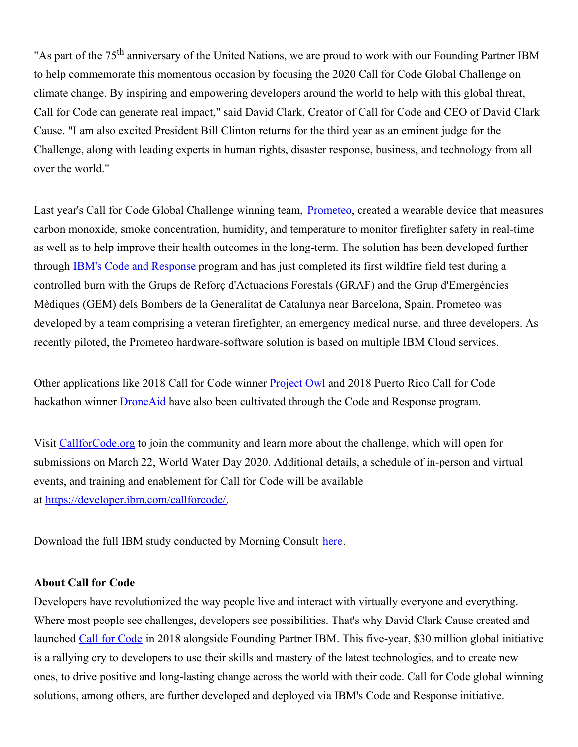"As part of the 75th anniversary of the United Nations, we are proud to work with our Founding Partner IBM to help commemorate this momentous occasion by focusing the 2020 Call for Code Global Challenge on climate change. By inspiring and empowering developers around the world to help with this global threat, Call for Code can generate real impact," said David Clark, Creator of Call for Code and CEO of David Clark Cause. "I am also excited President Bill Clinton returns for the third year as an eminent judge for the Challenge, along with leading experts in human rights, disaster response, business, and technology from all over the world."

Last year's Call for Code Global Challenge winning team, Prometeo, created a wearable device that measures carbon monoxide, smoke concentration, humidity, and temperature to monitor firefighter safety in real-time as well as to help improve their health outcomes in the long-term. The solution has been developed further through IBM's Code and Response program and has just completed its first wildfire field test during a controlled burn with the Grups de Reforç d'Actuacions Forestals (GRAF) and the Grup d'Emergències Mèdiques (GEM) dels Bombers de la Generalitat de Catalunya near Barcelona, Spain. Prometeo was developed by a team comprising a veteran firefighter, an emergency medical nurse, and three developers. As recently piloted, the Prometeo hardware-software solution is based on multiple IBM Cloud services.

Other applications like 2018 Call for Code winner Project Owl and 2018 Puerto Rico Call for Code hackathon winner DroneAid have also been cultivated through the Code and Response program.

Visit CallforCode.org to join the community and learn more about the challenge, which will open for submissions on March 22, World Water Day 2020. Additional details, a schedule of in-person and virtual events, and training and enablement for Call for Code will be available at https://developer.ibm.com/callforcode/.

Download the full IBM study conducted by Morning Consult here.

**About Call for Code**

Developers have revolutionized the way people live and interact with virtually everyone and everything. Where most people see challenges, developers see possibilities. That's why David Clark Cause created and launched Call for Code in 2018 alongside Founding Partner IBM. This five-year, $30 million global initiative is a rallying cry to developers to use their skills and mastery of the latest technologies, and to create new ones, to drive positive and long-lasting change across the world with their code. Call for Code global winning solutions, among others, are further developed and deployed via IBM's Code and Response initiative.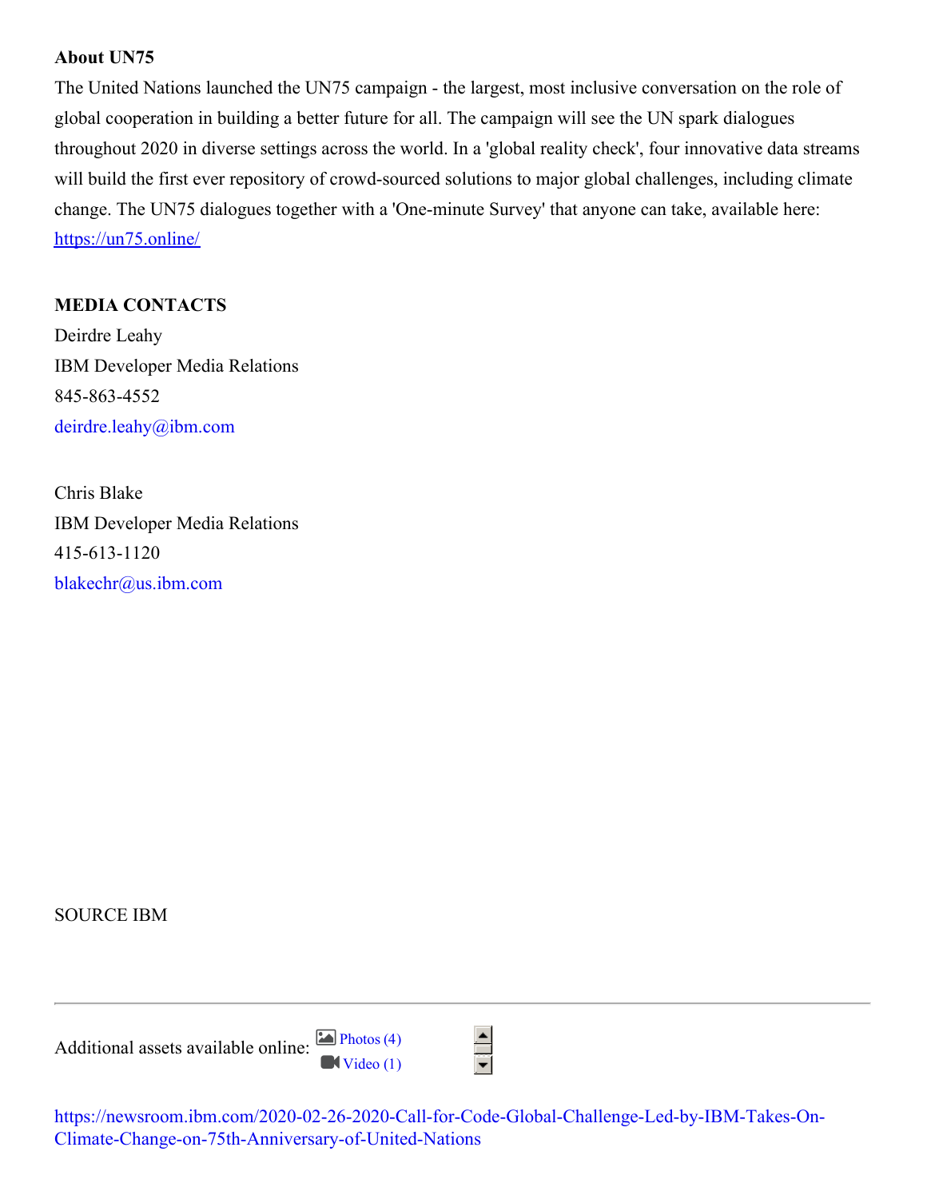**About UN75**

The United Nations launched the UN75 campaign - the largest, most inclusive conversation on the role of global cooperation in building a better future for all. The campaign will see the UN spark dialogues throughout 2020 in diverse settings across the world. In a 'global reality check', four innovative data streams will build the first ever repository of crowd-sourced solutions to major global challenges, including climate change. The UN75 dialogues together with a 'One-minute Survey' that anyone can take, available here: https://un75.online/

**MEDIA CONTACTS**

Deirdre Leahy
IBM Developer Media Relations
845-863-4552
deirdre.leahy@ibm.com

Chris Blake
IBM Developer Media Relations
415-613-1120
blakechr@us.ibm.com

SOURCE IBM

---

Additional assets available online: Photos (4) Video (1)

https://newsroom.ibm.com/2020-02-26-2020-Call-for-Code-Global-Challenge-Led-by-IBM-Takes-On-Climate-Change-on-75th-Anniversary-of-United-Nations